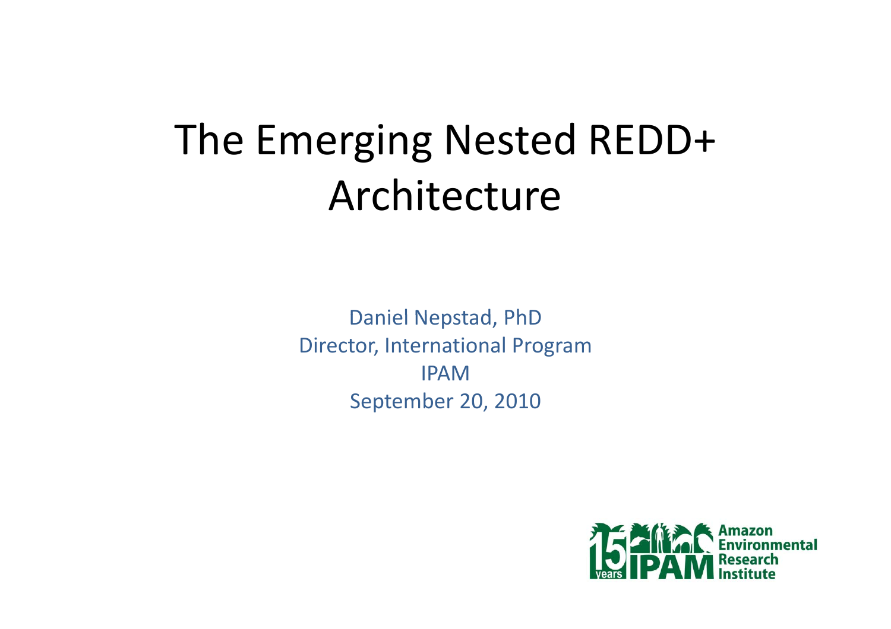# The Emerging Nested REDD+ Architecture

Daniel Nepstad, PhD
Director, International Program
IPAM
September 20, 2010

15 years IPAM Amazon Environmental Research Institute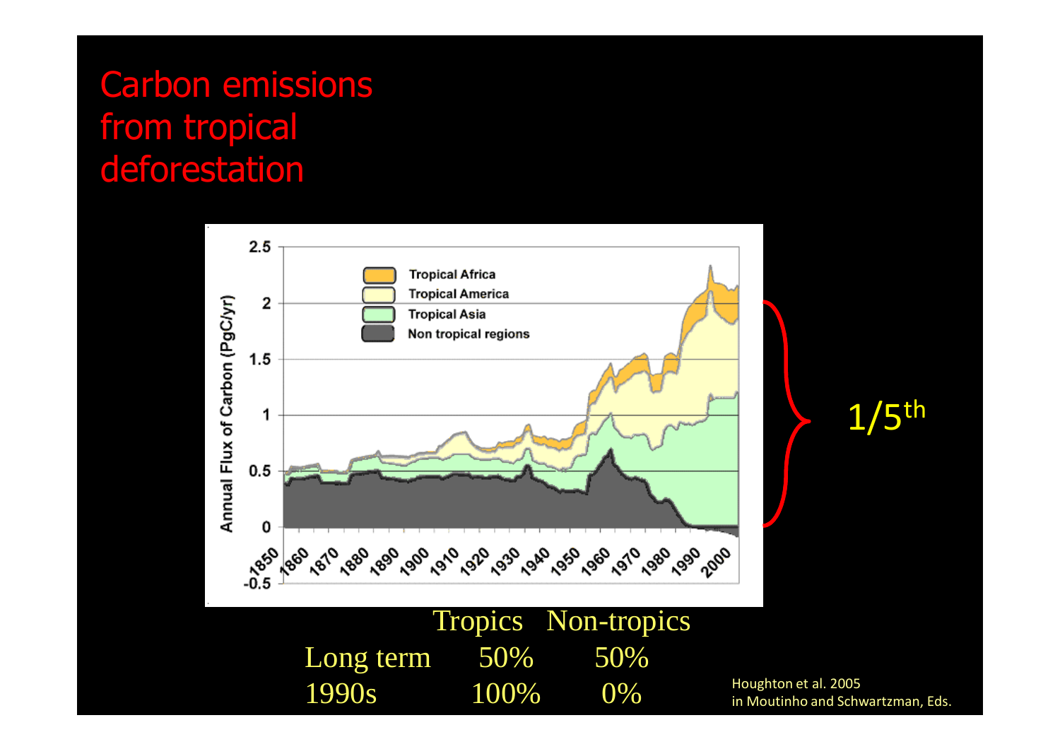# Carbon emissions from tropical deforestation

1/5th

| | Tropics | Non-tropics |
|---|---|---|
| Long term | 50% | 50% |
| 1990s | 100% | 0% |

Houghton et al. 2005
in Moutinho and Schwartzman, Eds.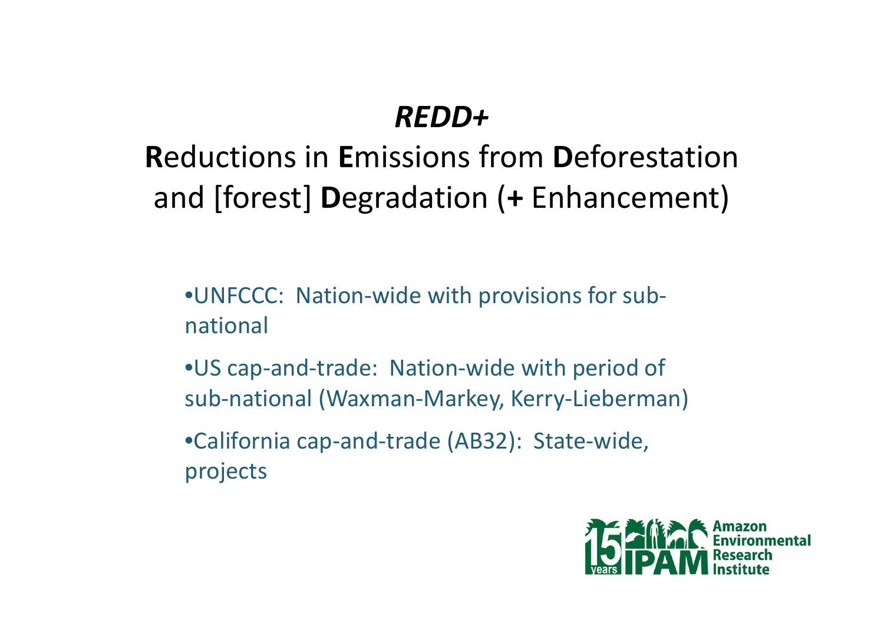# *REDD+*

## **R**eductions in **E**missions from **D**eforestation and [forest] **D**egradation (**+** Enhancement)

- UNFCCC: Nation-wide with provisions for sub-national
- US cap-and-trade: Nation-wide with period of sub-national (Waxman-Markey, Kerry-Lieberman)
- California cap-and-trade (AB32): State-wide, projects

15 years IPAM Amazon Environmental Research Institute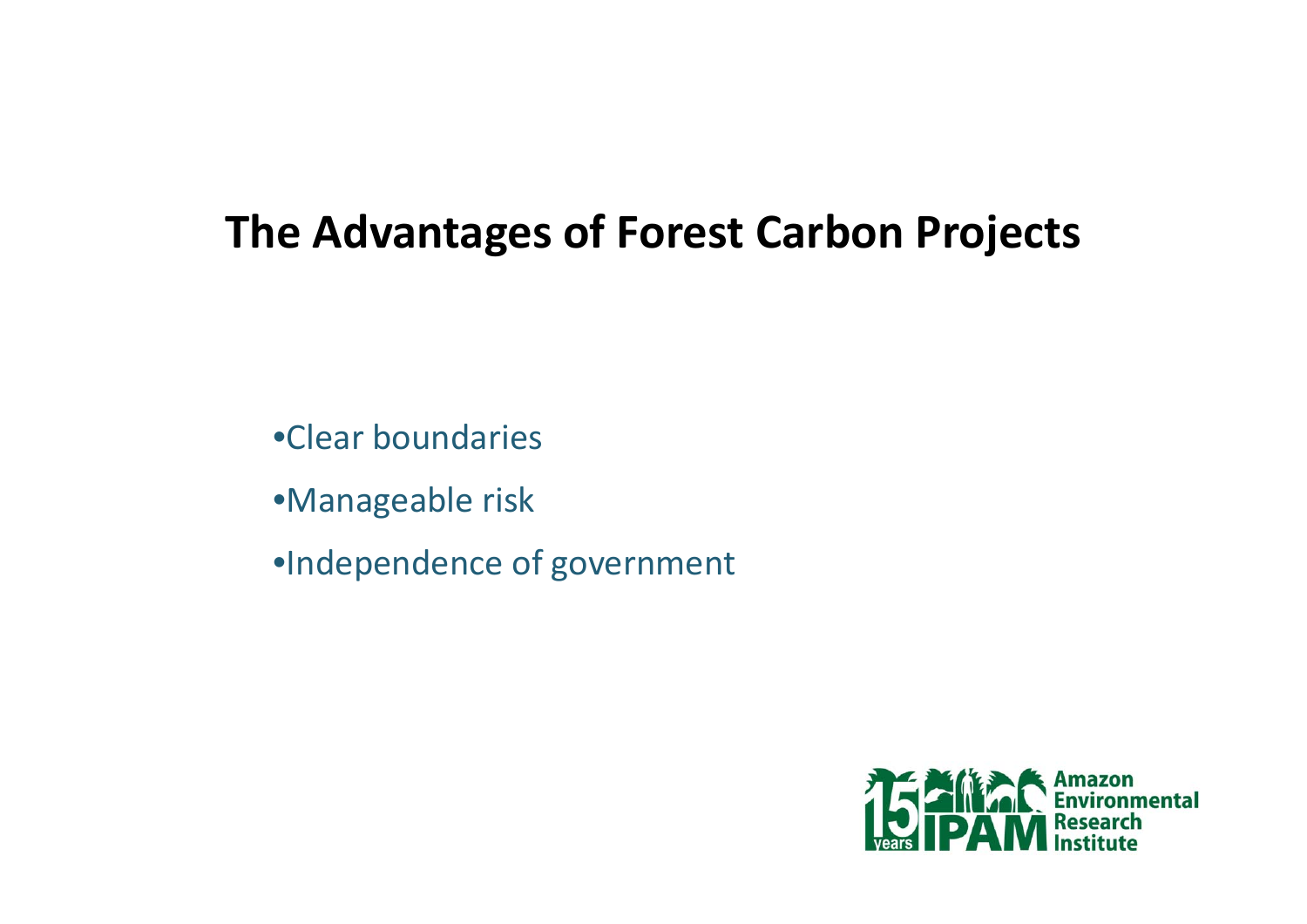# The Advantages of Forest Carbon Projects

- Clear boundaries
- Manageable risk
- Independence of government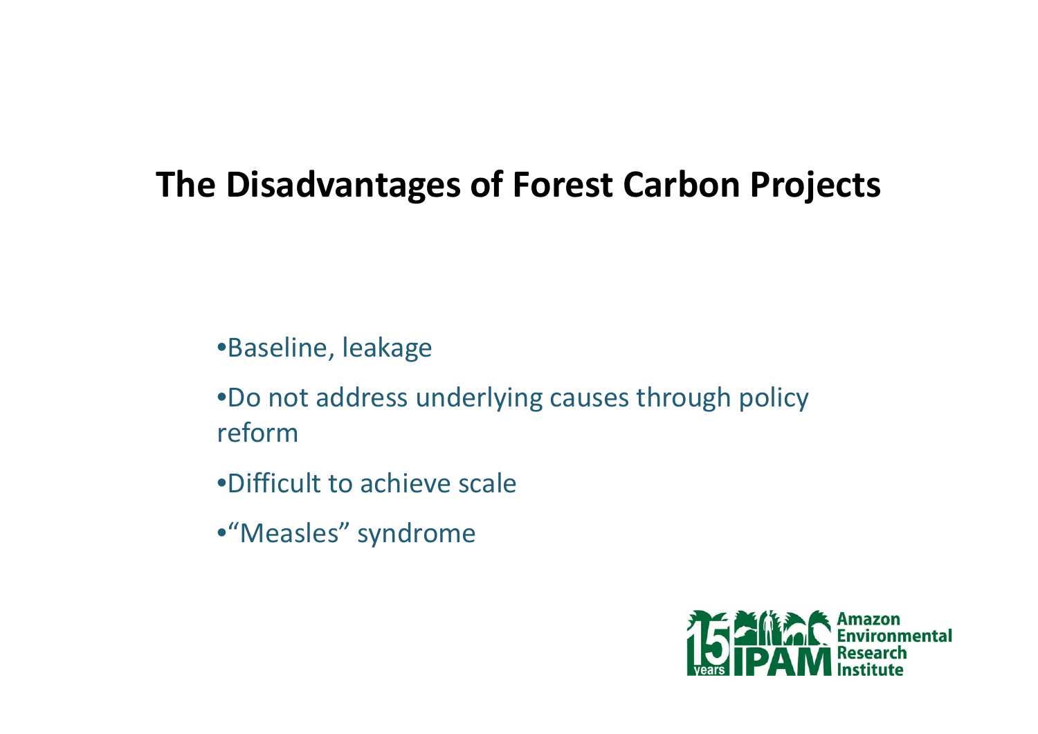# The Disadvantages of Forest Carbon Projects

- Baseline, leakage
- Do not address underlying causes through policy reform
- Difficult to achieve scale
- "Measles" syndrome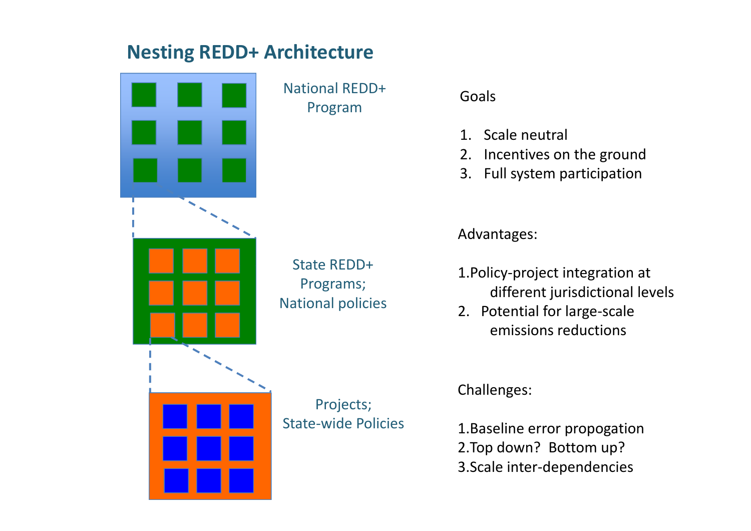# Nesting REDD+ Architecture

National REDD+ Program

State REDD+ Programs; National policies

Projects; State-wide Policies

Goals

1. Scale neutral
2. Incentives on the ground
3. Full system participation

Advantages:

1. Policy-project integration at different jurisdictional levels
2. Potential for large-scale emissions reductions

Challenges:

1. Baseline error propogation
2. Top down? Bottom up?
3. Scale inter-dependencies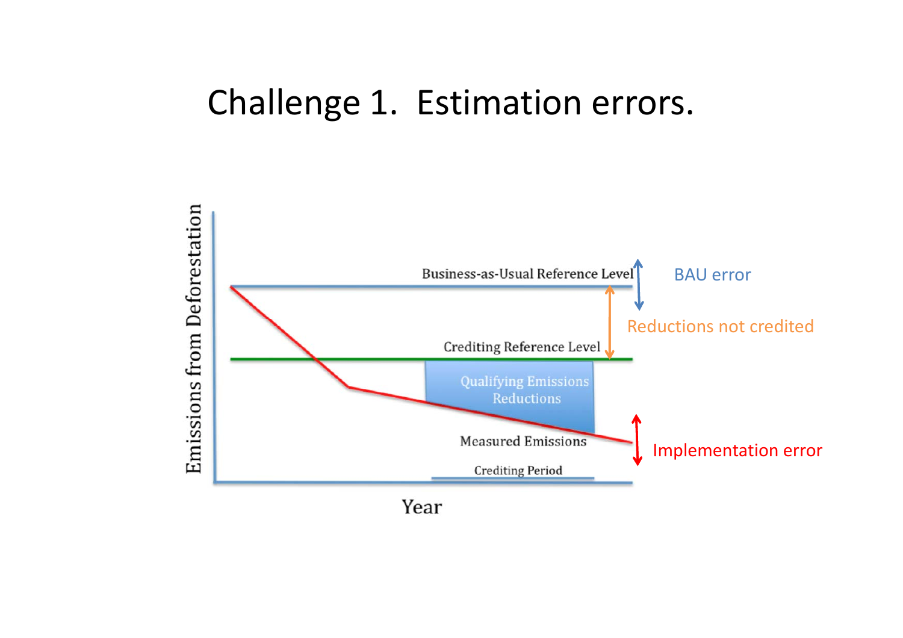# Challenge 1. Estimation errors.

Business-as-Usual Reference Level

BAU error

Reductions not credited

Crediting Reference Level

Qualifying Emissions Reductions

Measured Emissions

Implementation error

Crediting Period

Emissions from Deforestation

Year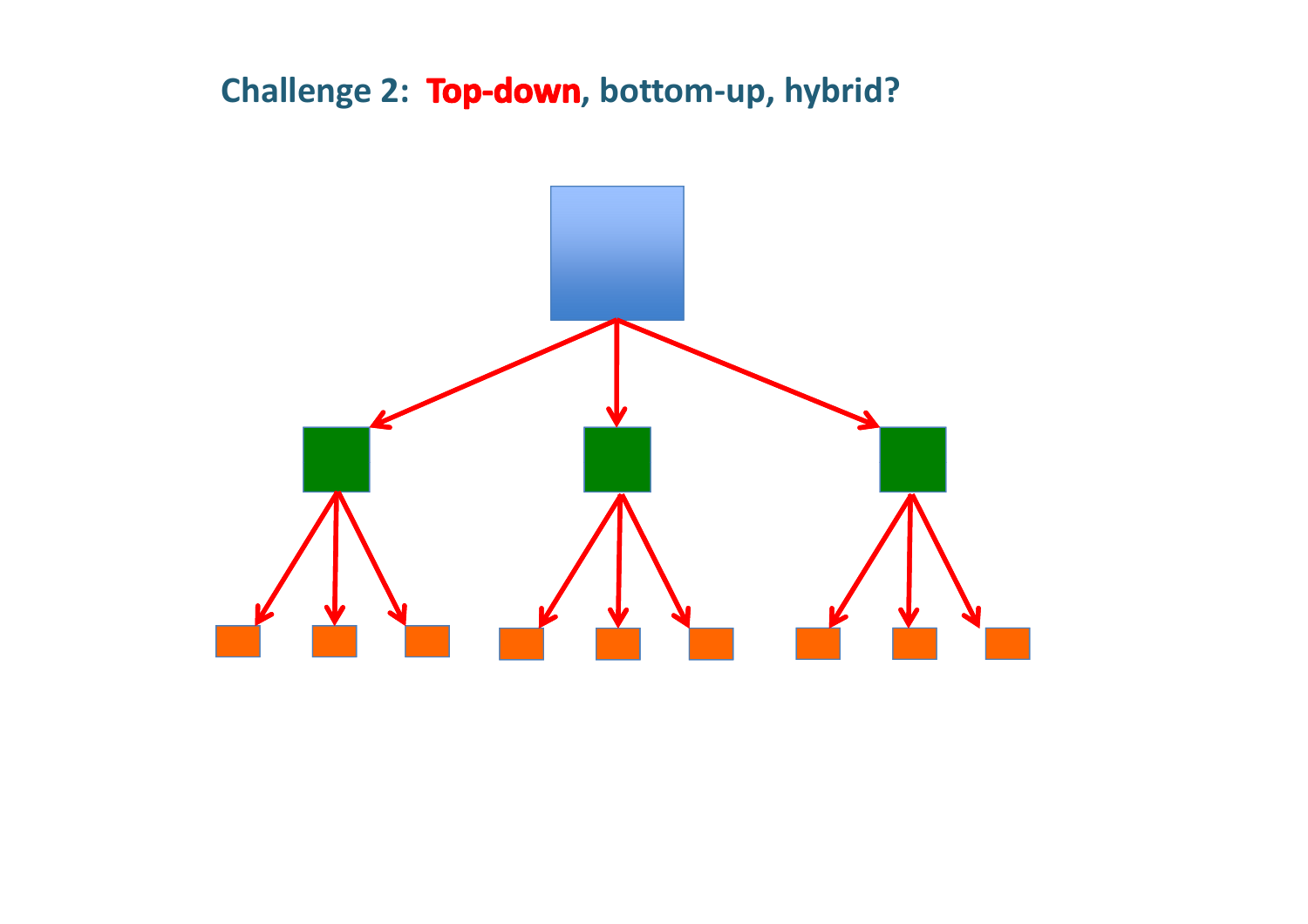## Challenge 2: **Top-down**, bottom-up, hybrid?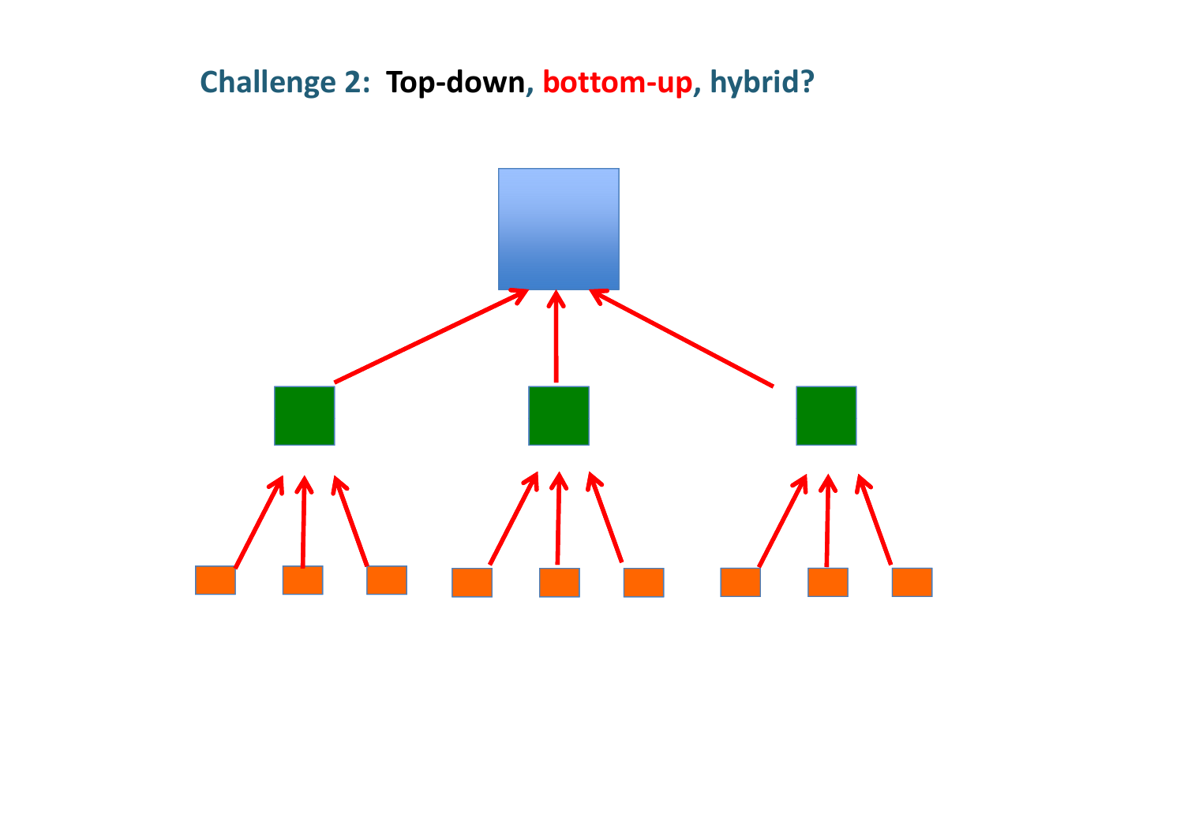# Challenge 2: Top-down, bottom-up, hybrid?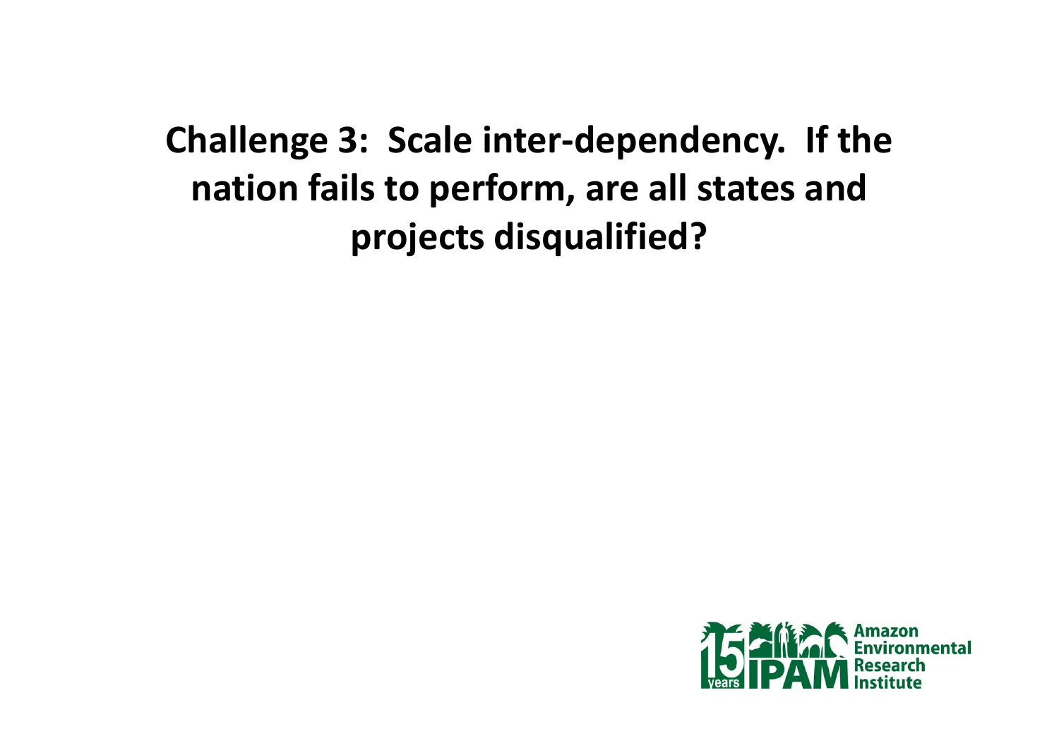# Challenge 3: Scale inter-dependency. If the nation fails to perform, are all states and projects disqualified?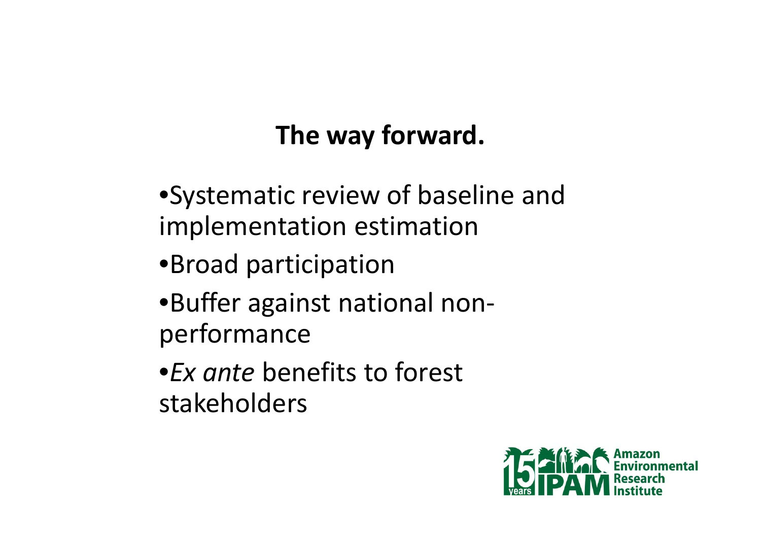## The way forward.

- Systematic review of baseline and implementation estimation
- Broad participation
- Buffer against national non-performance
- *Ex ante* benefits to forest stakeholders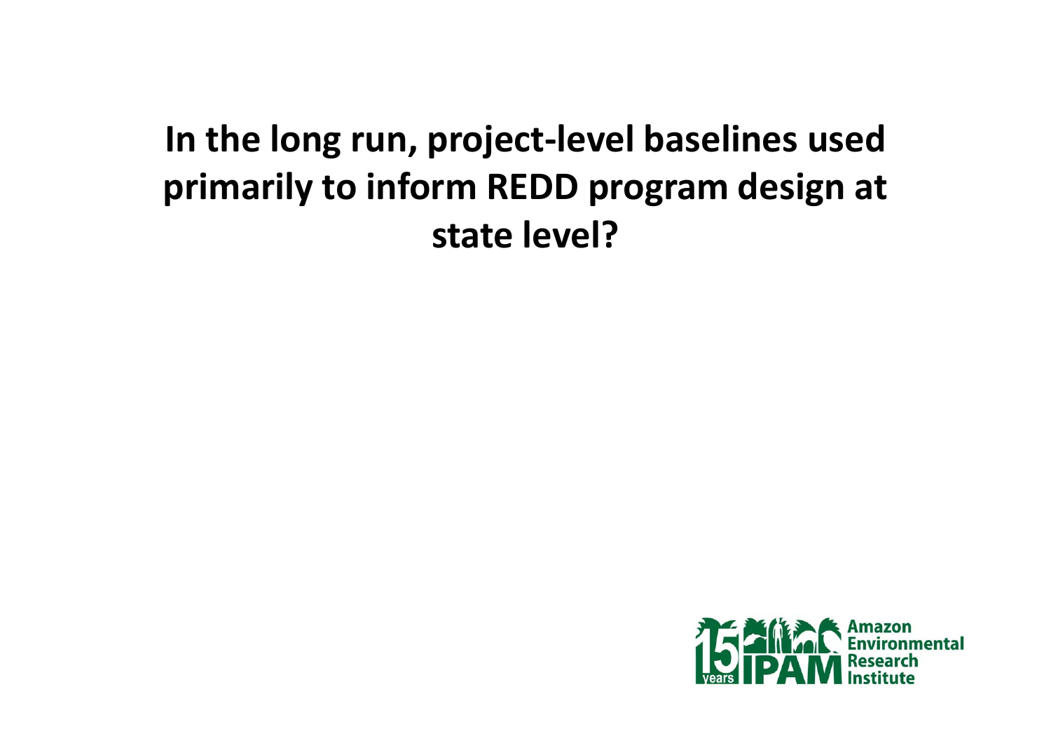**In the long run, project-level baselines used primarily to inform REDD program design at state level?**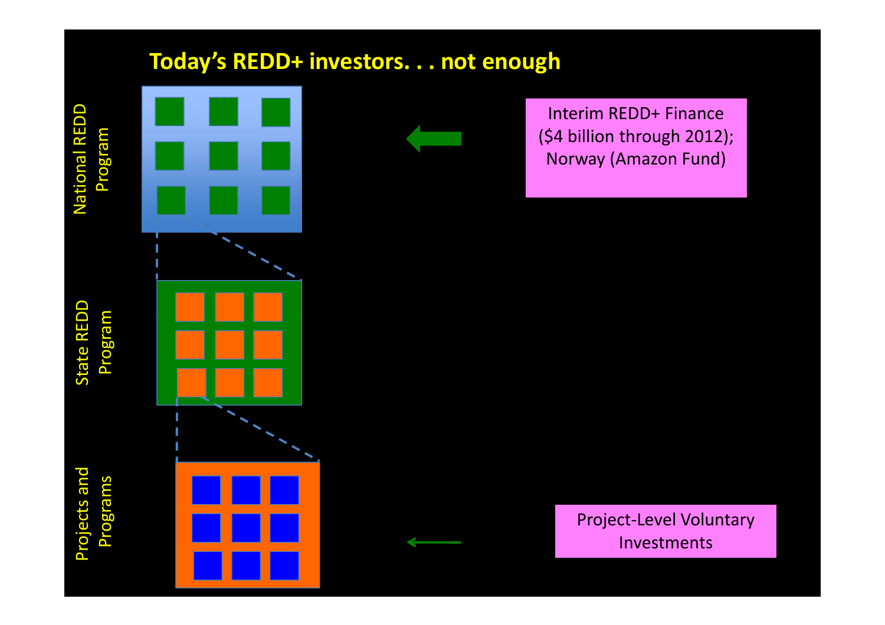# Today's REDD+ investors. . . not enough

National REDD Program

State REDD Program

Projects and Programs

Interim REDD+ Finance ($4 billion through 2012); Norway (Amazon Fund)

Project-Level Voluntary Investments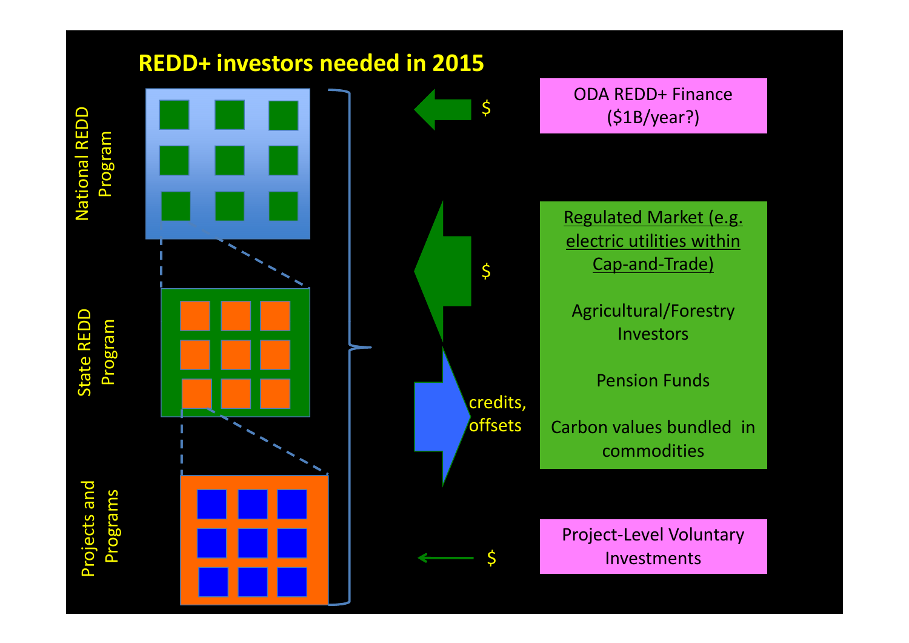# REDD+ investors needed in 2015

National REDD Program

State REDD Program

Projects and Programs

$

ODA REDD+ Finance ($1B/year?)

$

credits, offsets

Regulated Market (e.g. electric utilities within Cap-and-Trade)

Agricultural/Forestry Investors

Pension Funds

Carbon values bundled in commodities

$

Project-Level Voluntary Investments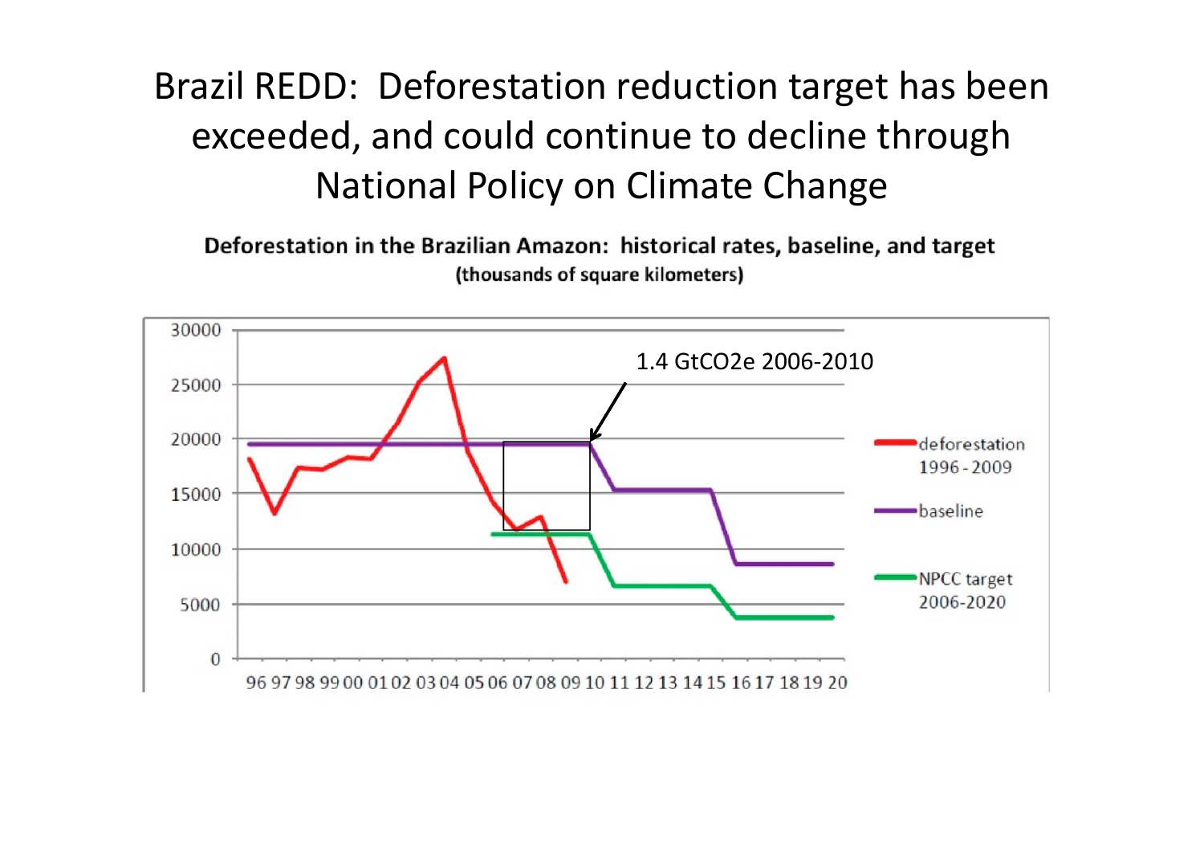# Brazil REDD: Deforestation reduction target has been exceeded, and could continue to decline through National Policy on Climate Change

**Deforestation in the Brazilian Amazon: historical rates, baseline, and target**
**(thousands of square kilometers)**

1.4 GtCO2e 2006-2010

- deforestation 1996 - 2009
- baseline
- NPCC target 2006-2020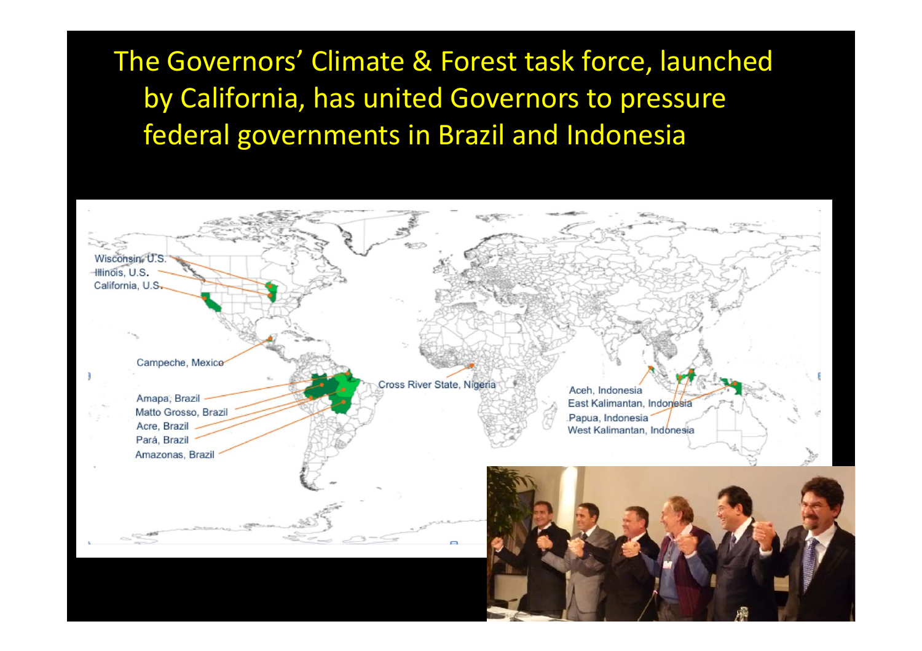# The Governors' Climate & Forest task force, launched by California, has united Governors to pressure federal governments in Brazil and Indonesia

Wisconsin, U.S.
Illinois, U.S.
California, U.S.
Campeche, Mexico
Amapa, Brazil
Matto Grosso, Brazil
Acre, Brazil
Pará, Brazil
Amazonas, Brazil
Cross River State, Nigeria
Aceh, Indonesia
East Kalimantan, Indonesia
Papua, Indonesia
West Kalimantan, Indonesia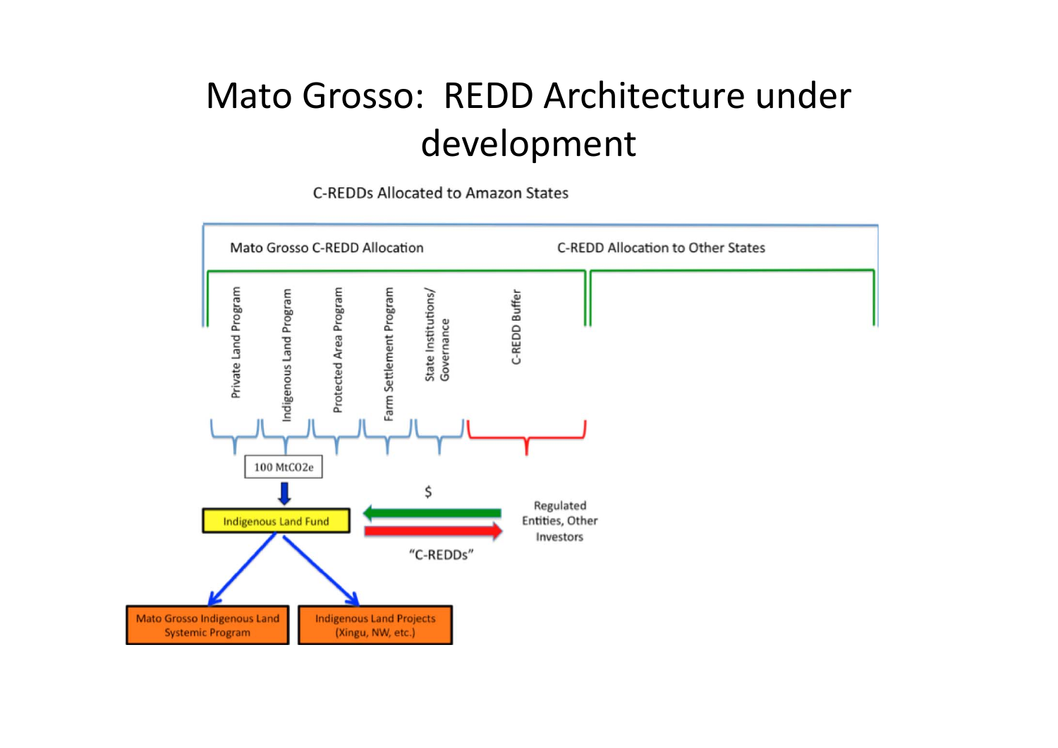# Mato Grosso: REDD Architecture under development

C-REDDs Allocated to Amazon States

Mato Grosso C-REDD Allocation

C-REDD Allocation to Other States

- Private Land Program
- Indigenous Land Program
- Protected Area Program
- Farm Settlement Program
- State Institutions/ Governance
- C-REDD Buffer

100 $MtCO_2e$

Indigenous Land Fund

$

"C-REDDs"

Regulated Entities, Other Investors

Mato Grosso Indigenous Land Systemic Program

Indigenous Land Projects (Xingu, NW, etc.)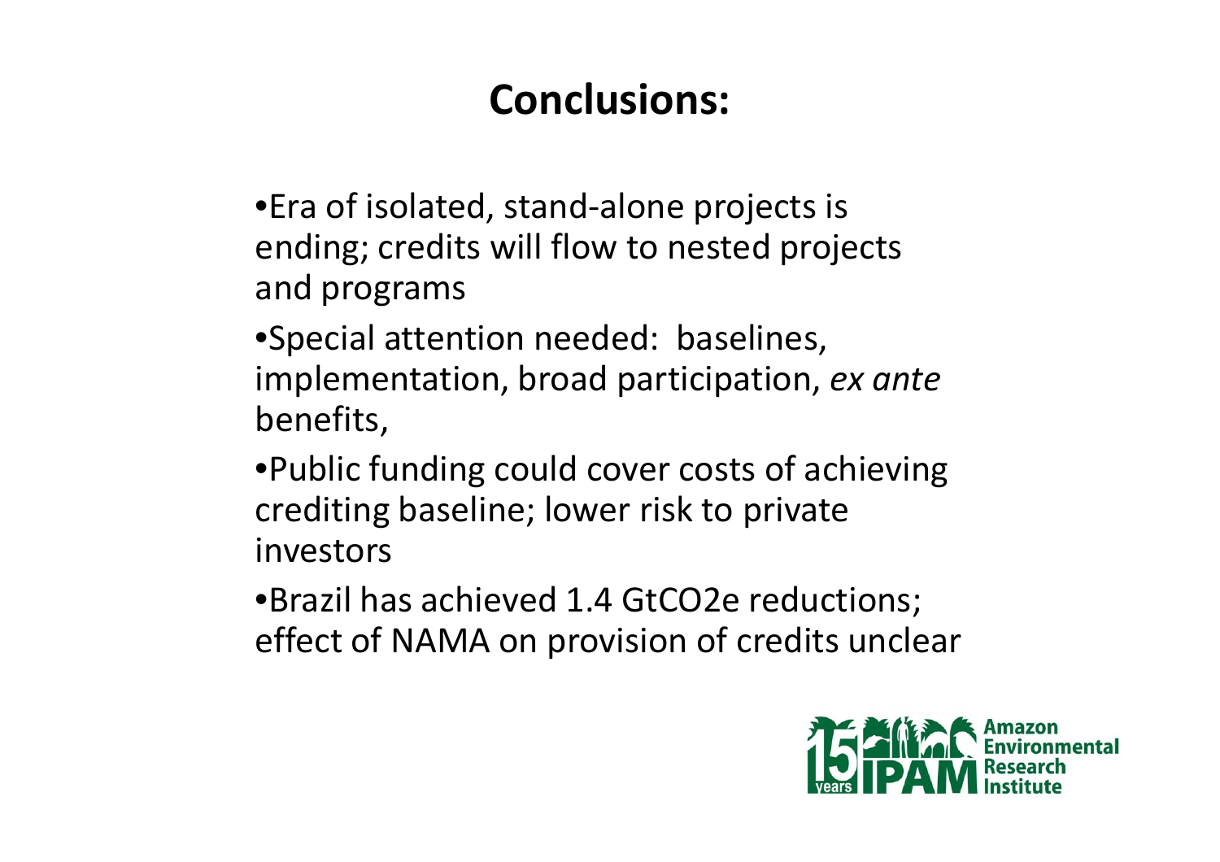# Conclusions:

- Era of isolated, stand-alone projects is ending; credits will flow to nested projects and programs
- Special attention needed: baselines, implementation, broad participation, *ex ante* benefits,
- Public funding could cover costs of achieving crediting baseline; lower risk to private investors
- Brazil has achieved 1.4 $GtCO_2e$ reductions; effect of NAMA on provision of credits unclear

15 years IPAM Amazon Environmental Research Institute